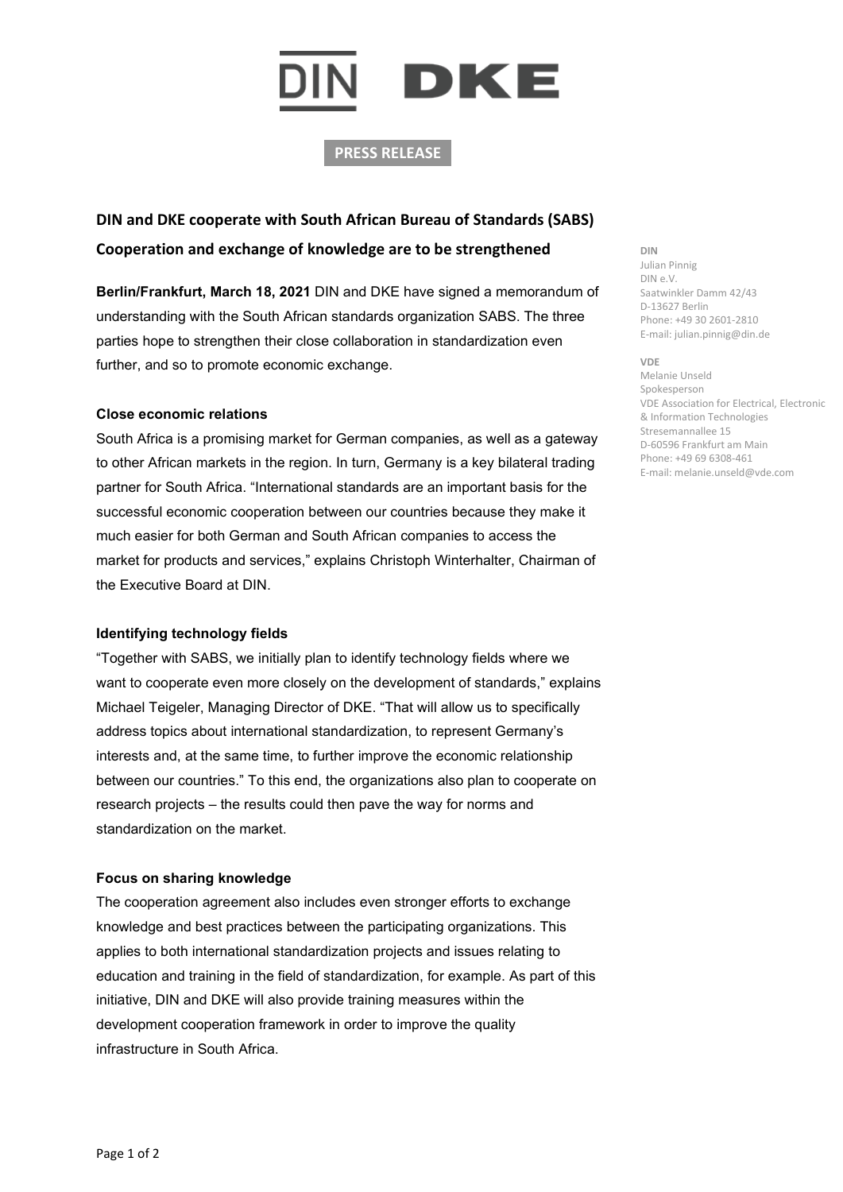DIN DKE

PRESS RELEASE

## DIN and DKE cooperate with South African Bureau of Standards (SABS)

## Cooperation and exchange of knowledge are to be strengthened

**Berlin/Frankfurt, March 18, 2021** DIN and DKE have signed a memorandum of understanding with the South African standards organization SABS. The three parties hope to strengthen their close collaboration in standardization even further, and so to promote economic exchange.

### Close economic relations

South Africa is a promising market for German companies, as well as a gateway to other African markets in the region. In turn, Germany is a key bilateral trading partner for South Africa. “International standards are an important basis for the successful economic cooperation between our countries because they make it much easier for both German and South African companies to access the market for products and services,” explains Christoph Winterhalter, Chairman of the Executive Board at DIN.

### Identifying technology fields

“Together with SABS, we initially plan to identify technology fields where we want to cooperate even more closely on the development of standards,” explains Michael Teigeler, Managing Director of DKE. “That will allow us to specifically address topics about international standardization, to represent Germany’s interests and, at the same time, to further improve the economic relationship between our countries.” To this end, the organizations also plan to cooperate on research projects – the results could then pave the way for norms and standardization on the market.

### Focus on sharing knowledge

The cooperation agreement also includes even stronger efforts to exchange knowledge and best practices between the participating organizations. This applies to both international standardization projects and issues relating to education and training in the field of standardization, for example. As part of this initiative, DIN and DKE will also provide training measures within the development cooperation framework in order to improve the quality infrastructure in South Africa.

**DIN**
Julian Pinnig
DIN e.V.
Saatwinkler Damm 42/43
D-13627 Berlin
Phone: +49 30 2601-2810
E-mail: julian.pinnig@din.de

**VDE**
Melanie Unseld
Spokesperson
VDE Association for Electrical, Electronic & Information Technologies
Stresemannallee 15
D-60596 Frankfurt am Main
Phone: +49 69 6308-461
E-mail: melanie.unseld@vde.com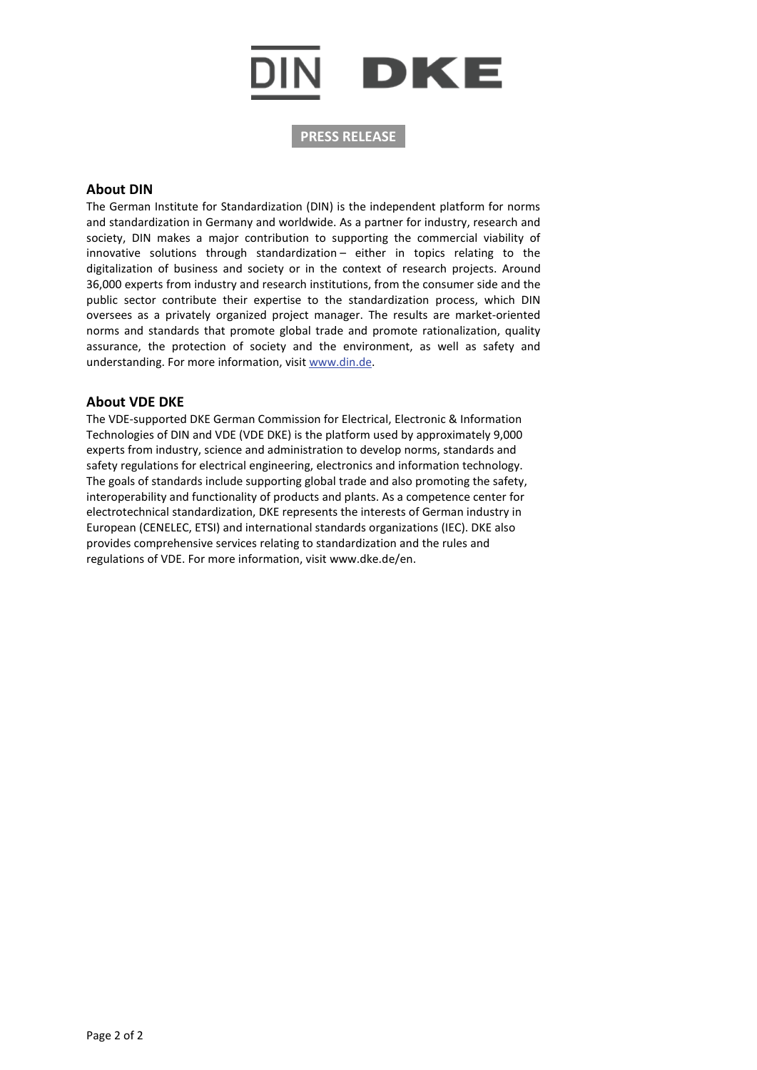PRESS RELEASE

## About DIN

The German Institute for Standardization (DIN) is the independent platform for norms and standardization in Germany and worldwide. As a partner for industry, research and society, DIN makes a major contribution to supporting the commercial viability of innovative solutions through standardization – either in topics relating to the digitalization of business and society or in the context of research projects. Around 36,000 experts from industry and research institutions, from the consumer side and the public sector contribute their expertise to the standardization process, which DIN oversees as a privately organized project manager. The results are market-oriented norms and standards that promote global trade and promote rationalization, quality assurance, the protection of society and the environment, as well as safety and understanding. For more information, visit www.din.de.

## About VDE DKE

The VDE-supported DKE German Commission for Electrical, Electronic & Information Technologies of DIN and VDE (VDE DKE) is the platform used by approximately 9,000 experts from industry, science and administration to develop norms, standards and safety regulations for electrical engineering, electronics and information technology. The goals of standards include supporting global trade and also promoting the safety, interoperability and functionality of products and plants. As a competence center for electrotechnical standardization, DKE represents the interests of German industry in European (CENELEC, ETSI) and international standards organizations (IEC). DKE also provides comprehensive services relating to standardization and the rules and regulations of VDE. For more information, visit www.dke.de/en.